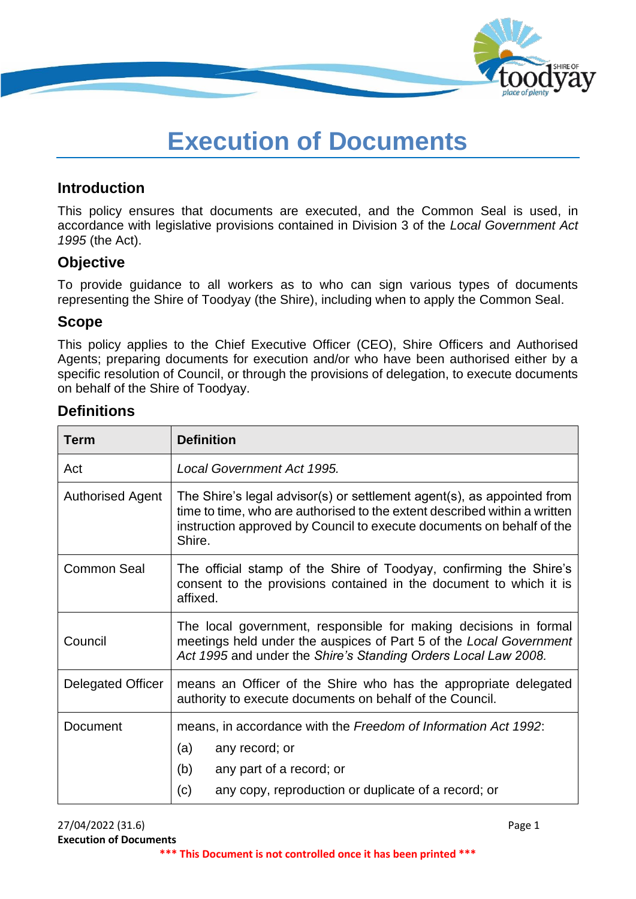# Execution of Documents

## Introduction

This policy ensures that documents are executed, and the Common Seal is used, in accordance with legislative provisions contained in Division 3 of the *Local Government Act 1995* (the Act).

## Objective

To provide guidance to all workers as to who can sign various types of documents representing the Shire of Toodyay (the Shire), including when to apply the Common Seal.

## Scope

This policy applies to the Chief Executive Officer (CEO), Shire Officers and Authorised Agents; preparing documents for execution and/or who have been authorised either by a specific resolution of Council, or through the provisions of delegation, to execute documents on behalf of the Shire of Toodyay.

## Definitions

| Term | Definition |
|---|---|
| Act | *Local Government Act 1995.* |
| Authorised Agent | The Shire's legal advisor(s) or settlement agent(s), as appointed from time to time, who are authorised to the extent described within a written instruction approved by Council to execute documents on behalf of the Shire. |
| Common Seal | The official stamp of the Shire of Toodyay, confirming the Shire's consent to the provisions contained in the document to which it is affixed. |
| Council | The local government, responsible for making decisions in formal meetings held under the auspices of Part 5 of the *Local Government Act 1995* and under the *Shire's Standing Orders Local Law 2008.* |
| Delegated Officer | means an Officer of the Shire who has the appropriate delegated authority to execute documents on behalf of the Council. |
| Document | means, in accordance with the *Freedom of Information Act 1992*:<br>(a) any record; or<br>(b) any part of a record; or<br>(c) any copy, reproduction or duplicate of a record; or |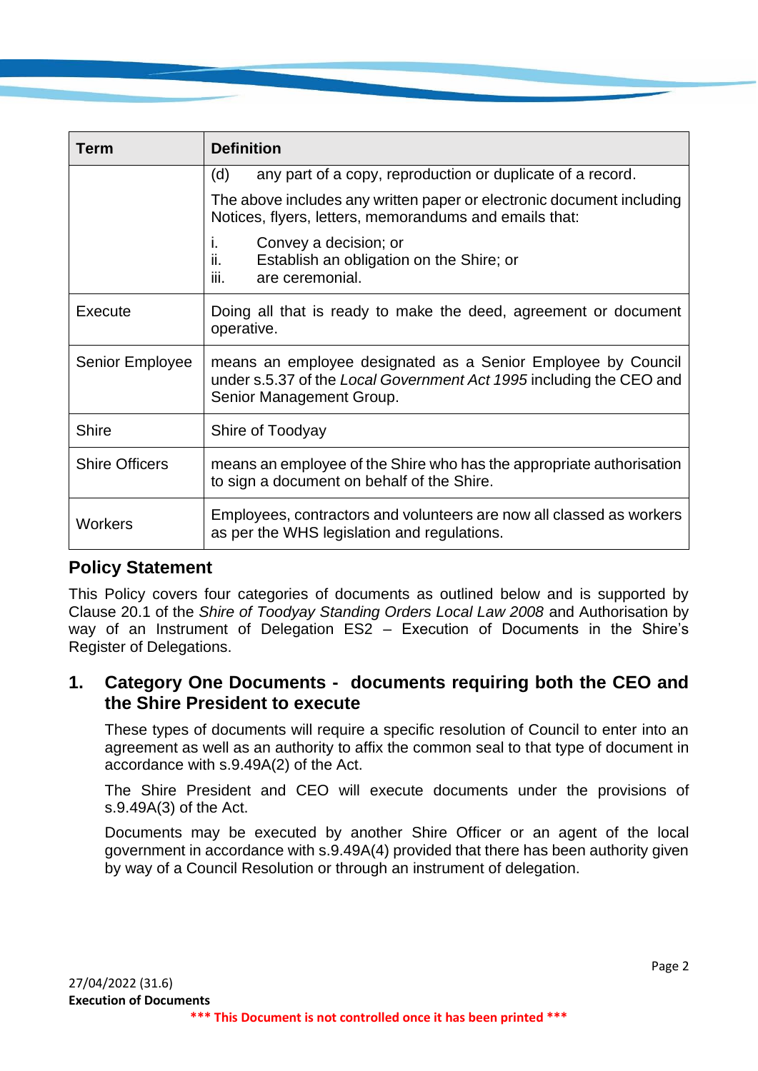| Term | Definition |
| --- | --- |
| | (d) any part of a copy, reproduction or duplicate of a record.<br><br>The above includes any written paper or electronic document including Notices, flyers, letters, memorandums and emails that:<br><br>i. Convey a decision; or<br>ii. Establish an obligation on the Shire; or<br>iii. are ceremonial. |
| Execute | Doing all that is ready to make the deed, agreement or document operative. |
| Senior Employee | means an employee designated as a Senior Employee by Council under s.5.37 of the *Local Government Act 1995* including the CEO and Senior Management Group. |
| Shire | Shire of Toodyay |
| Shire Officers | means an employee of the Shire who has the appropriate authorisation to sign a document on behalf of the Shire. |
| Workers | Employees, contractors and volunteers are now all classed as workers as per the WHS legislation and regulations. |

## Policy Statement

This Policy covers four categories of documents as outlined below and is supported by Clause 20.1 of the *Shire of Toodyay Standing Orders Local Law 2008* and Authorisation by way of an Instrument of Delegation ES2 – Execution of Documents in the Shire's Register of Delegations.

### 1. Category One Documents - documents requiring both the CEO and the Shire President to execute

These types of documents will require a specific resolution of Council to enter into an agreement as well as an authority to affix the common seal to that type of document in accordance with s.9.49A(2) of the Act.

The Shire President and CEO will execute documents under the provisions of s.9.49A(3) of the Act.

Documents may be executed by another Shire Officer or an agent of the local government in accordance with s.9.49A(4) provided that there has been authority given by way of a Council Resolution or through an instrument of delegation.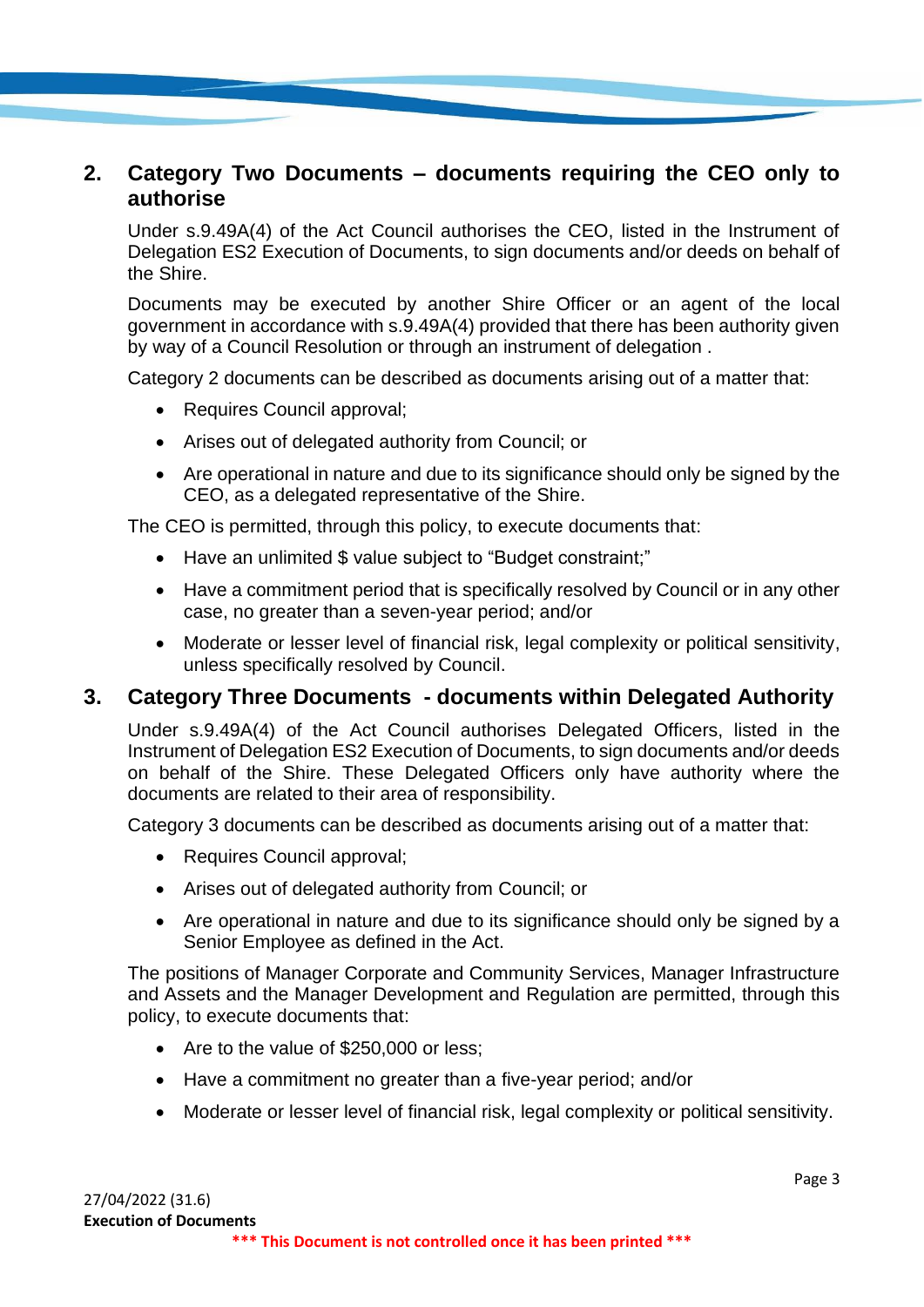## 2. Category Two Documents – documents requiring the CEO only to authorise

Under s.9.49A(4) of the Act Council authorises the CEO, listed in the Instrument of Delegation ES2 Execution of Documents, to sign documents and/or deeds on behalf of the Shire.

Documents may be executed by another Shire Officer or an agent of the local government in accordance with s.9.49A(4) provided that there has been authority given by way of a Council Resolution or through an instrument of delegation .

Category 2 documents can be described as documents arising out of a matter that:

- Requires Council approval;
- Arises out of delegated authority from Council; or
- Are operational in nature and due to its significance should only be signed by the CEO, as a delegated representative of the Shire.

The CEO is permitted, through this policy, to execute documents that:

- Have an unlimited $ value subject to "Budget constraint;"
- Have a commitment period that is specifically resolved by Council or in any other case, no greater than a seven-year period; and/or
- Moderate or lesser level of financial risk, legal complexity or political sensitivity, unless specifically resolved by Council.

## 3. Category Three Documents - documents within Delegated Authority

Under s.9.49A(4) of the Act Council authorises Delegated Officers, listed in the Instrument of Delegation ES2 Execution of Documents, to sign documents and/or deeds on behalf of the Shire. These Delegated Officers only have authority where the documents are related to their area of responsibility.

Category 3 documents can be described as documents arising out of a matter that:

- Requires Council approval;
- Arises out of delegated authority from Council; or
- Are operational in nature and due to its significance should only be signed by a Senior Employee as defined in the Act.

The positions of Manager Corporate and Community Services, Manager Infrastructure and Assets and the Manager Development and Regulation are permitted, through this policy, to execute documents that:

- Are to the value of $250,000 or less;
- Have a commitment no greater than a five-year period; and/or
- Moderate or lesser level of financial risk, legal complexity or political sensitivity.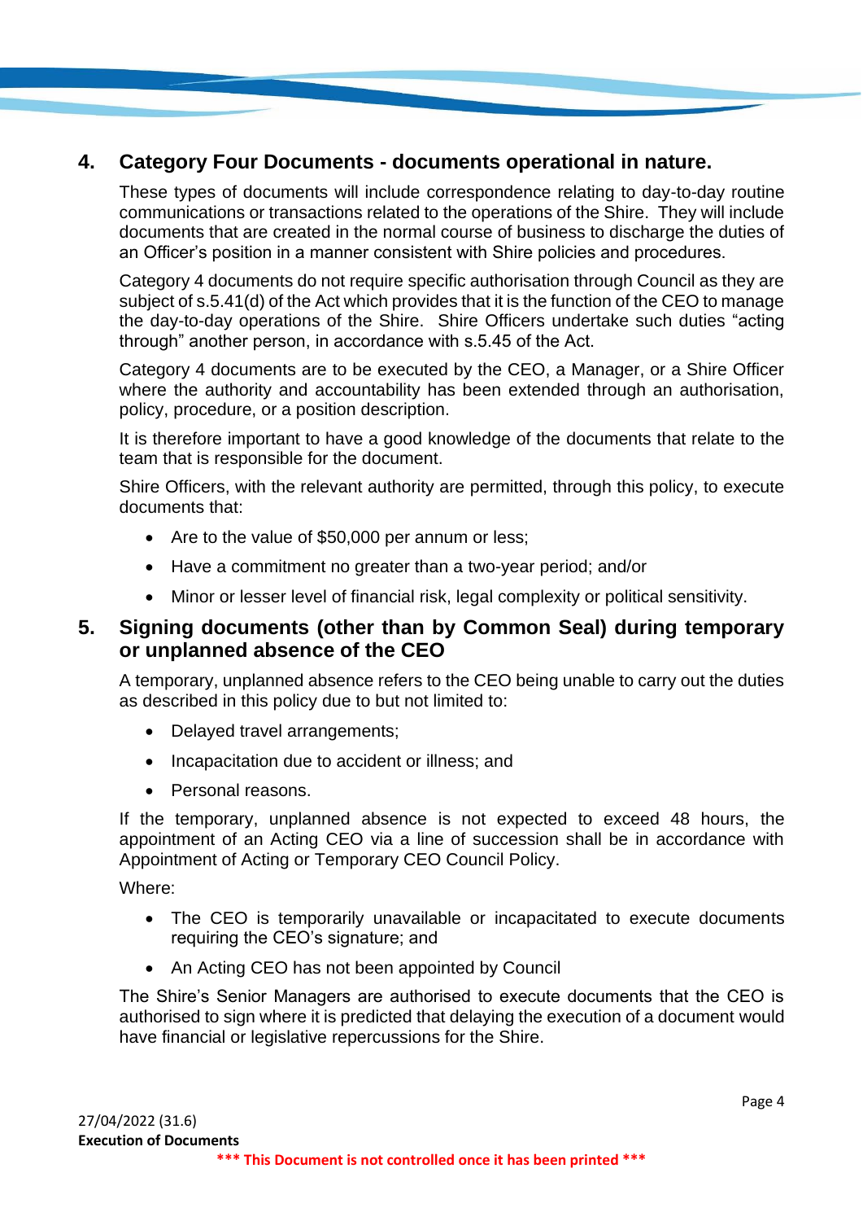## 4. Category Four Documents - documents operational in nature.

These types of documents will include correspondence relating to day-to-day routine communications or transactions related to the operations of the Shire. They will include documents that are created in the normal course of business to discharge the duties of an Officer's position in a manner consistent with Shire policies and procedures.

Category 4 documents do not require specific authorisation through Council as they are subject of s.5.41(d) of the Act which provides that it is the function of the CEO to manage the day-to-day operations of the Shire. Shire Officers undertake such duties "acting through" another person, in accordance with s.5.45 of the Act.

Category 4 documents are to be executed by the CEO, a Manager, or a Shire Officer where the authority and accountability has been extended through an authorisation, policy, procedure, or a position description.

It is therefore important to have a good knowledge of the documents that relate to the team that is responsible for the document.

Shire Officers, with the relevant authority are permitted, through this policy, to execute documents that:

- Are to the value of $50,000 per annum or less;
- Have a commitment no greater than a two-year period; and/or
- Minor or lesser level of financial risk, legal complexity or political sensitivity.

## 5. Signing documents (other than by Common Seal) during temporary or unplanned absence of the CEO

A temporary, unplanned absence refers to the CEO being unable to carry out the duties as described in this policy due to but not limited to:

- Delayed travel arrangements;
- Incapacitation due to accident or illness; and
- Personal reasons.

If the temporary, unplanned absence is not expected to exceed 48 hours, the appointment of an Acting CEO via a line of succession shall be in accordance with Appointment of Acting or Temporary CEO Council Policy.

Where:

- The CEO is temporarily unavailable or incapacitated to execute documents requiring the CEO's signature; and
- An Acting CEO has not been appointed by Council

The Shire's Senior Managers are authorised to execute documents that the CEO is authorised to sign where it is predicted that delaying the execution of a document would have financial or legislative repercussions for the Shire.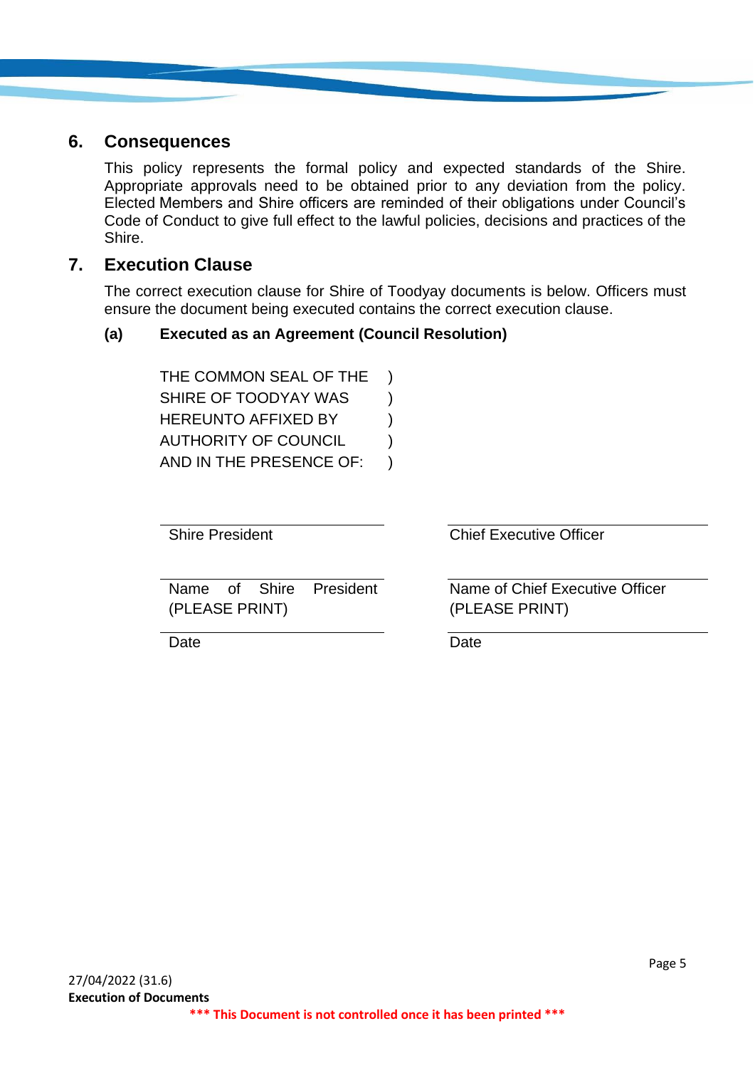## 6. Consequences

This policy represents the formal policy and expected standards of the Shire. Appropriate approvals need to be obtained prior to any deviation from the policy. Elected Members and Shire officers are reminded of their obligations under Council's Code of Conduct to give full effect to the lawful policies, decisions and practices of the Shire.

## 7. Execution Clause

The correct execution clause for Shire of Toodyay documents is below. Officers must ensure the document being executed contains the correct execution clause.

### (a) Executed as an Agreement (Council Resolution)

THE COMMON SEAL OF THE )
SHIRE OF TOODYAY WAS )
HEREUNTO AFFIXED BY )
AUTHORITY OF COUNCIL )
AND IN THE PRESENCE OF: )

| | |
|---|---|
| Shire President | Chief Executive Officer |
| Name of Shire President (PLEASE PRINT) | Name of Chief Executive Officer (PLEASE PRINT) |
| Date | Date |

27/04/2022 (31.6)
**Execution of Documents**
**\*\*\* This Document is not controlled once it has been printed \*\*\***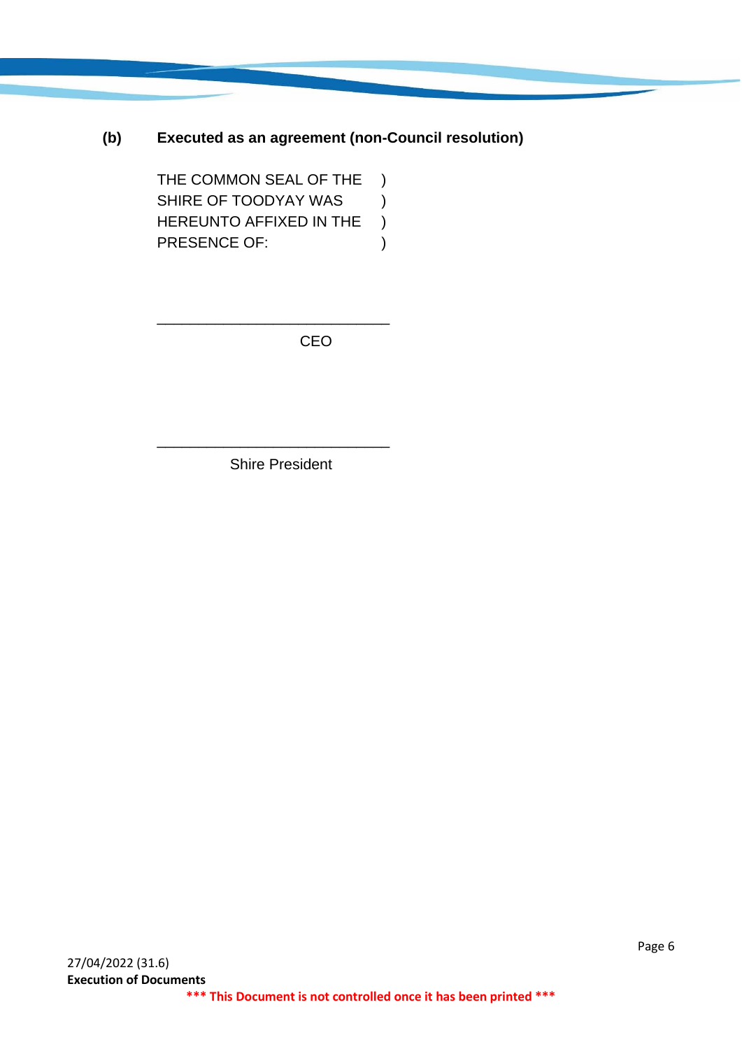**(b) Executed as an agreement (non-Council resolution)**

THE COMMON SEAL OF THE )
SHIRE OF TOODYAY WAS )
HEREUNTO AFFIXED IN THE )
PRESENCE OF: )

\_\_\_\_\_\_\_\_\_\_\_\_\_\_\_\_\_\_\_\_\_\_\_\_\_\_\_\_\_\_

CEO

\_\_\_\_\_\_\_\_\_\_\_\_\_\_\_\_\_\_\_\_\_\_\_\_\_\_\_\_\_\_

Shire President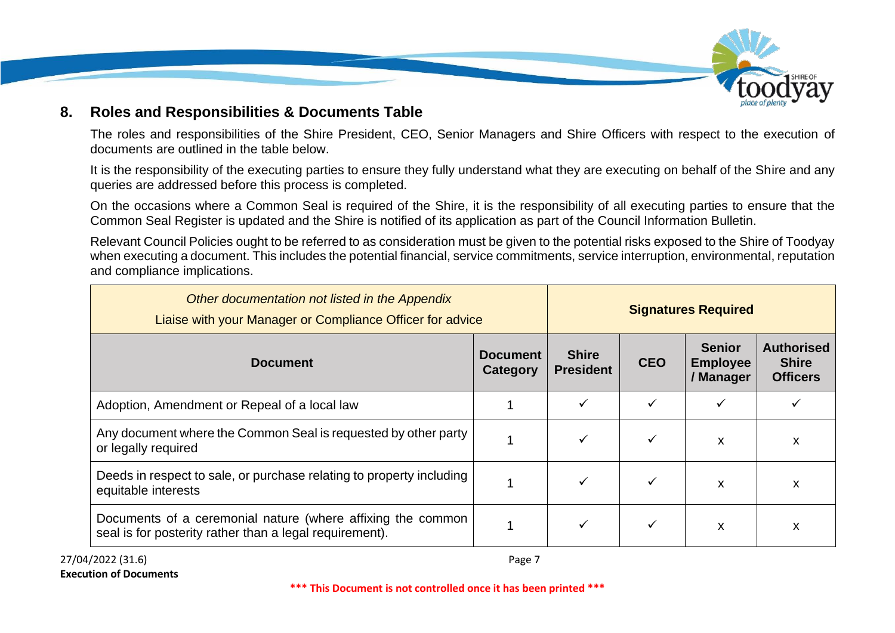## 8. Roles and Responsibilities & Documents Table

The roles and responsibilities of the Shire President, CEO, Senior Managers and Shire Officers with respect to the execution of documents are outlined in the table below.

It is the responsibility of the executing parties to ensure they fully understand what they are executing on behalf of the Shire and any queries are addressed before this process is completed.

On the occasions where a Common Seal is required of the Shire, it is the responsibility of all executing parties to ensure that the Common Seal Register is updated and the Shire is notified of its application as part of the Council Information Bulletin.

Relevant Council Policies ought to be referred to as consideration must be given to the potential risks exposed to the Shire of Toodyay when executing a document. This includes the potential financial, service commitments, service interruption, environmental, reputation and compliance implications.

| *Other documentation not listed in the Appendix* Liaise with your Manager or Compliance Officer for advice | | **Signatures Required** | | | |
|---|---|---|---|---|---|
| **Document** | **Document Category** | **Shire President** | **CEO** | **Senior Employee / Manager** | **Authorised Shire Officers** |
| Adoption, Amendment or Repeal of a local law | 1 | ✓ | ✓ | ✓ | ✓ |
| Any document where the Common Seal is requested by other party or legally required | 1 | ✓ | ✓ | x | x |
| Deeds in respect to sale, or purchase relating to property including equitable interests | 1 | ✓ | ✓ | x | x |
| Documents of a ceremonial nature (where affixing the common seal is for posterity rather than a legal requirement). | 1 | ✓ | ✓ | x | x |

27/04/2022 (31.6)
**Execution of Documents**

*** This Document is not controlled once it has been printed ***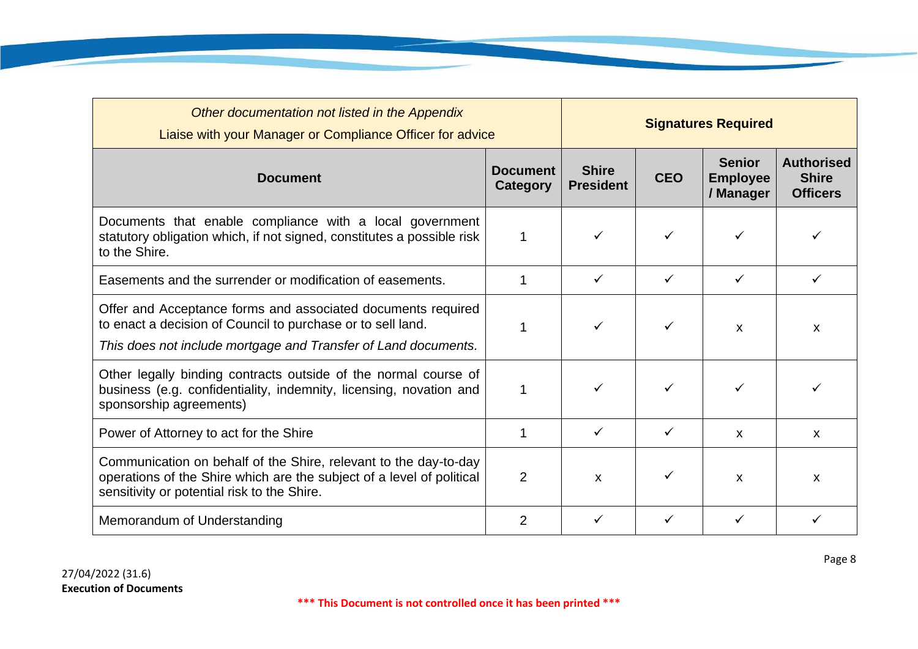| *Other documentation not listed in the Appendix* Liaise with your Manager or Compliance Officer for advice | | **Signatures Required** | | | |
|---|---|---|---|---|---|
| **Document** | **Document Category** | **Shire President** | **CEO** | **Senior Employee / Manager** | **Authorised Shire Officers** |
| Documents that enable compliance with a local government statutory obligation which, if not signed, constitutes a possible risk to the Shire. | 1 | ✓ | ✓ | ✓ | ✓ |
| Easements and the surrender or modification of easements. | 1 | ✓ | ✓ | ✓ | ✓ |
| Offer and Acceptance forms and associated documents required to enact a decision of Council to purchase or to sell land. *This does not include mortgage and Transfer of Land documents.* | 1 | ✓ | ✓ | x | x |
| Other legally binding contracts outside of the normal course of business (e.g. confidentiality, indemnity, licensing, novation and sponsorship agreements) | 1 | ✓ | ✓ | ✓ | ✓ |
| Power of Attorney to act for the Shire | 1 | ✓ | ✓ | x | x |
| Communication on behalf of the Shire, relevant to the day-to-day operations of the Shire which are the subject of a level of political sensitivity or potential risk to the Shire. | 2 | x | ✓ | x | x |
| Memorandum of Understanding | 2 | ✓ | ✓ | ✓ | ✓ |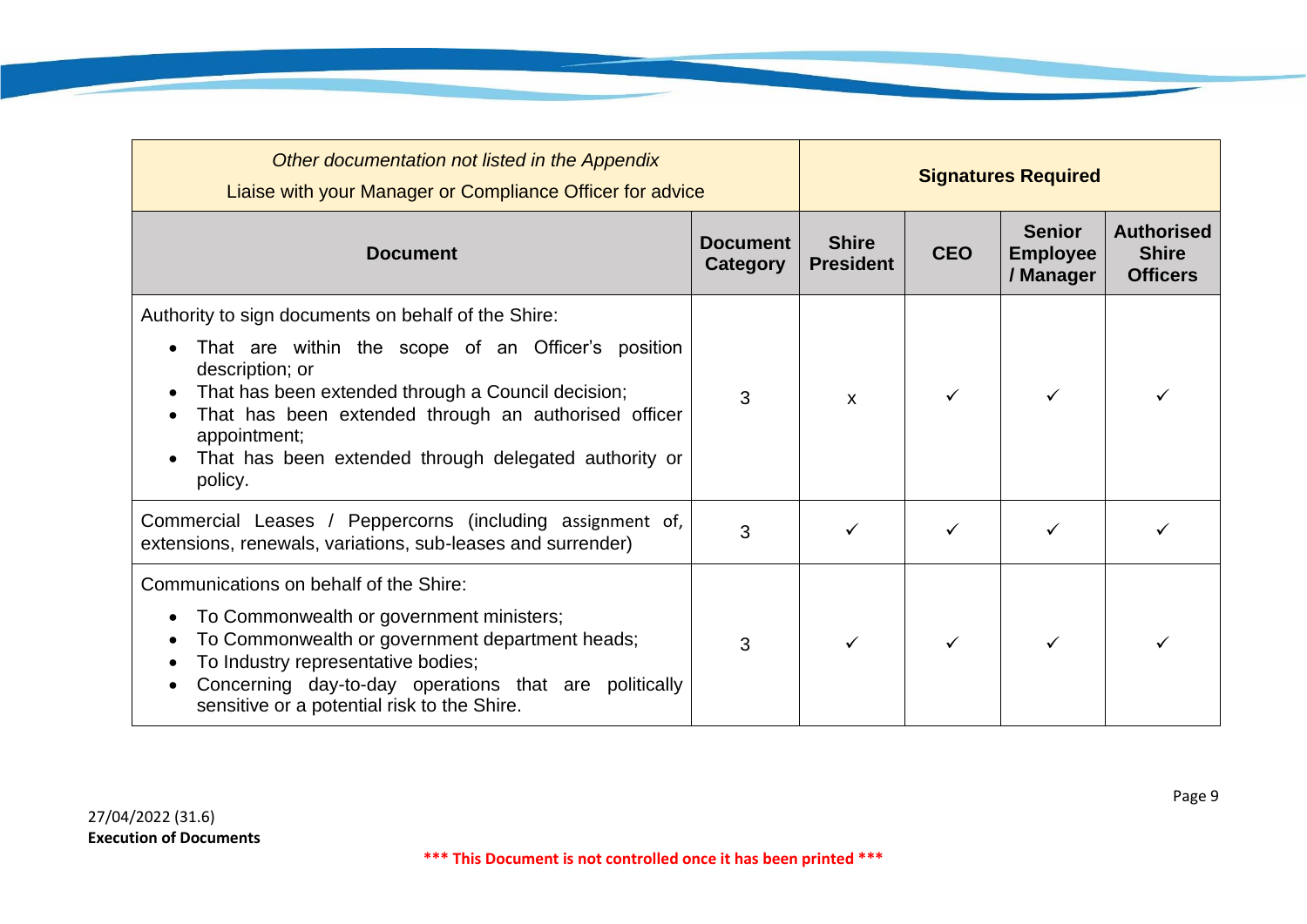| *Other documentation not listed in the Appendix* Liaise with your Manager or Compliance Officer for advice | | Signatures Required | | | |
|---|---|---|---|---|---|
| **Document** | **Document Category** | **Shire President** | **CEO** | **Senior Employee / Manager** | **Authorised Shire Officers** |
| Authority to sign documents on behalf of the Shire: <br>• That are within the scope of an Officer's position description; or <br>• That has been extended through a Council decision; <br>• That has been extended through an authorised officer appointment; <br>• That has been extended through delegated authority or policy. | 3 | x | ✓ | ✓ | ✓ |
| Commercial Leases / Peppercorns (including assignment of, extensions, renewals, variations, sub-leases and surrender) | 3 | ✓ | ✓ | ✓ | ✓ |
| Communications on behalf of the Shire: <br>• To Commonwealth or government ministers; <br>• To Commonwealth or government department heads; <br>• To Industry representative bodies; <br>• Concerning day-to-day operations that are politically sensitive or a potential risk to the Shire. | 3 | ✓ | ✓ | ✓ | ✓ |

27/04/2022 (31.6)
**Execution of Documents**

**\*\*\* This Document is not controlled once it has been printed \*\*\***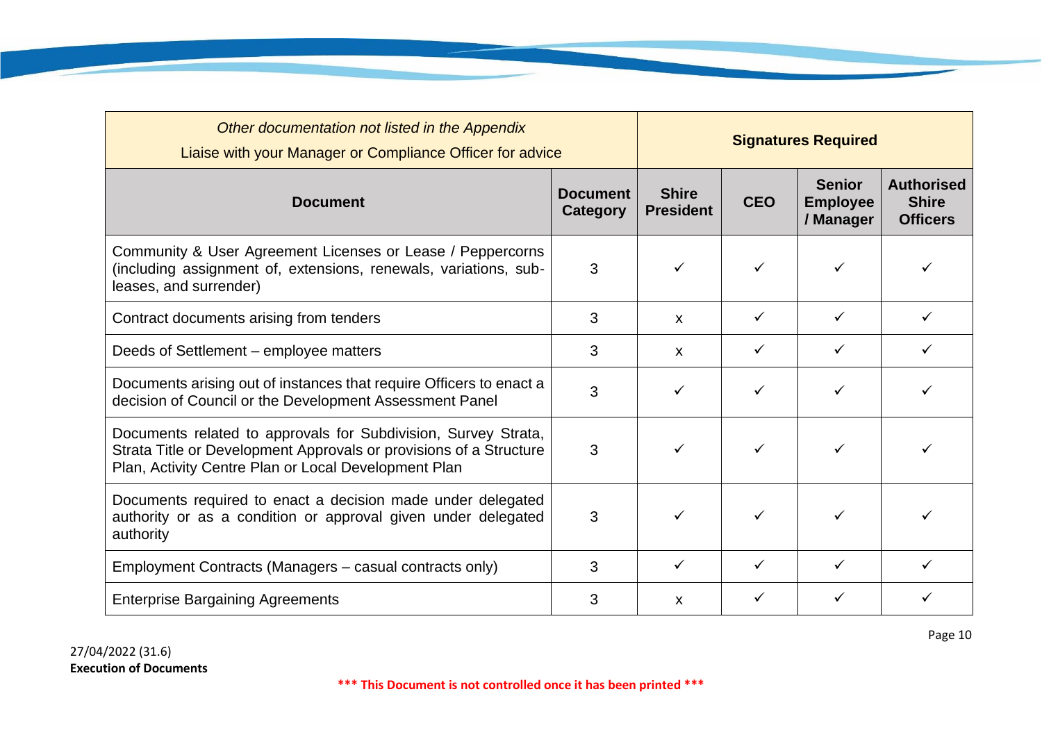| *Other documentation not listed in the Appendix* Liaise with your Manager or Compliance Officer for advice | | Signatures Required | | | |
|---|---|---|---|---|---|
| **Document** | **Document Category** | **Shire President** | **CEO** | **Senior Employee / Manager** | **Authorised Shire Officers** |
| Community & User Agreement Licenses or Lease / Peppercorns (including assignment of, extensions, renewals, variations, sub-leases, and surrender) | 3 | ✓ | ✓ | ✓ | ✓ |
| Contract documents arising from tenders | 3 | x | ✓ | ✓ | ✓ |
| Deeds of Settlement – employee matters | 3 | x | ✓ | ✓ | ✓ |
| Documents arising out of instances that require Officers to enact a decision of Council or the Development Assessment Panel | 3 | ✓ | ✓ | ✓ | ✓ |
| Documents related to approvals for Subdivision, Survey Strata, Strata Title or Development Approvals or provisions of a Structure Plan, Activity Centre Plan or Local Development Plan | 3 | ✓ | ✓ | ✓ | ✓ |
| Documents required to enact a decision made under delegated authority or as a condition or approval given under delegated authority | 3 | ✓ | ✓ | ✓ | ✓ |
| Employment Contracts (Managers – casual contracts only) | 3 | ✓ | ✓ | ✓ | ✓ |
| Enterprise Bargaining Agreements | 3 | x | ✓ | ✓ | ✓ |

27/04/2022 (31.6)
**Execution of Documents**

**\*\*\* This Document is not controlled once it has been printed \*\*\***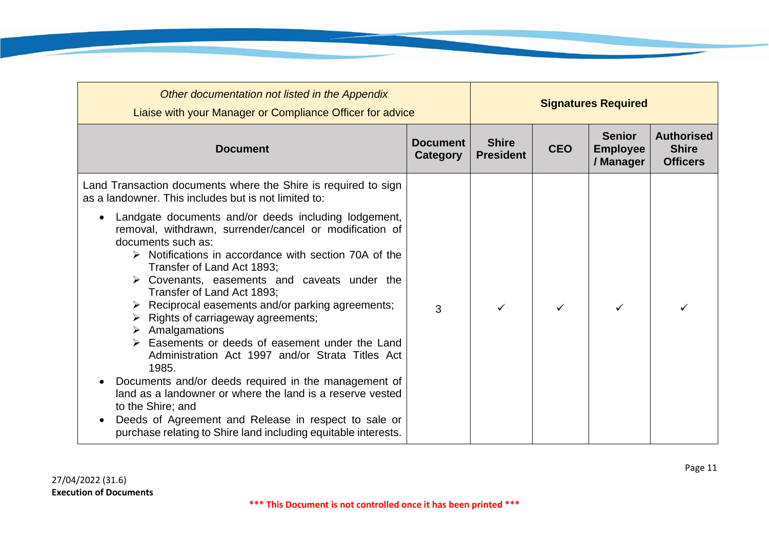| *Other documentation not listed in the Appendix*<br>Liaise with your Manager or Compliance Officer for advice | | **Signatures Required** | | | |
|---|---|---|---|---|---|
| **Document** | **Document Category** | **Shire President** | **CEO** | **Senior Employee / Manager** | **Authorised Shire Officers** |
| Land Transaction documents where the Shire is required to sign as a landowner. This includes but is not limited to:<br>• Landgate documents and/or deeds including lodgement, removal, withdrawn, surrender/cancel or modification of documents such as:<br>&nbsp;&nbsp;➢ Notifications in accordance with section 70A of the Transfer of Land Act 1893;<br>&nbsp;&nbsp;➢ Covenants, easements and caveats under the Transfer of Land Act 1893;<br>&nbsp;&nbsp;➢ Reciprocal easements and/or parking agreements;<br>&nbsp;&nbsp;➢ Rights of carriageway agreements;<br>&nbsp;&nbsp;➢ Amalgamations<br>&nbsp;&nbsp;➢ Easements or deeds of easement under the Land Administration Act 1997 and/or Strata Titles Act 1985.<br>• Documents and/or deeds required in the management of land as a landowner or where the land is a reserve vested to the Shire; and<br>• Deeds of Agreement and Release in respect to sale or purchase relating to Shire land including equitable interests. | 3 | ✓ | ✓ | ✓ | ✓ |

27/04/2022 (31.6)
**Execution of Documents**

**\*\*\* This Document is not controlled once it has been printed \*\*\***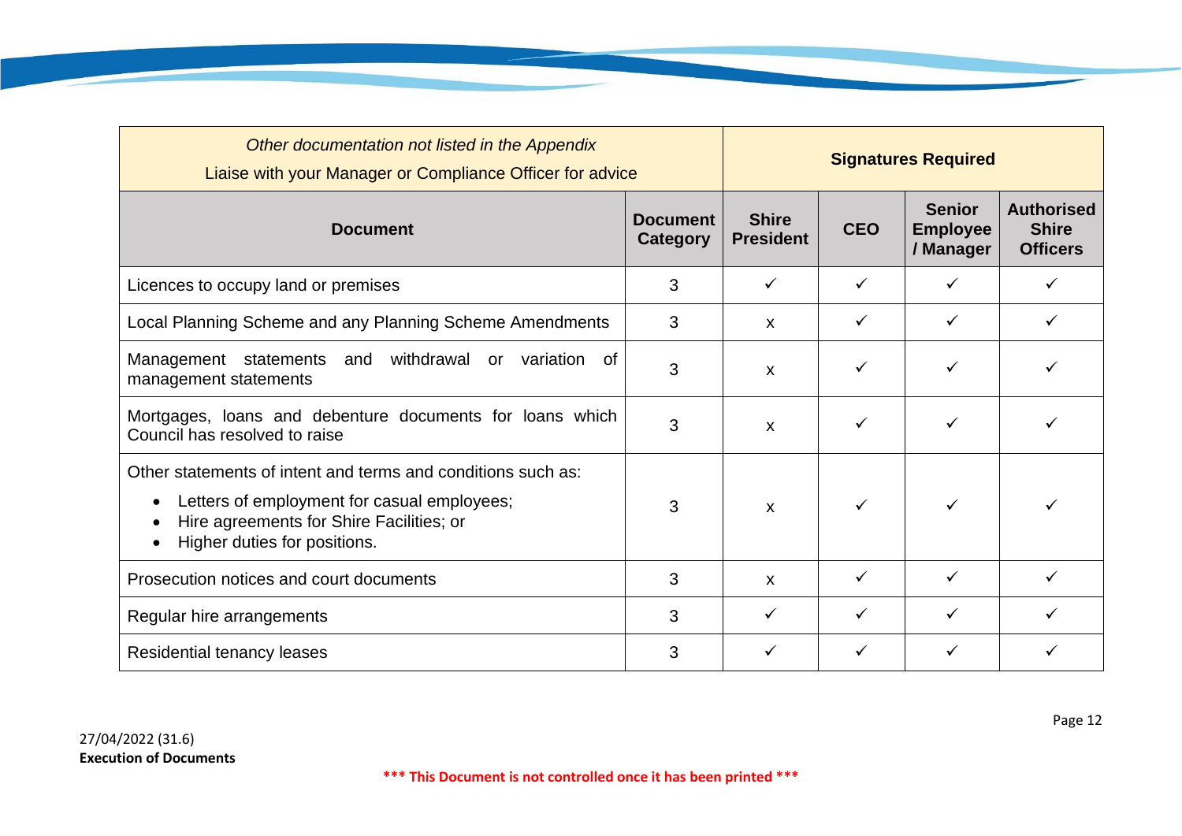| *Other documentation not listed in the Appendix* Liaise with your Manager or Compliance Officer for advice | | **Signatures Required** | | | |
|---|---|---|---|---|---|
| **Document** | **Document Category** | **Shire President** | **CEO** | **Senior Employee / Manager** | **Authorised Shire Officers** |
| Licences to occupy land or premises | 3 | ✓ | ✓ | ✓ | ✓ |
| Local Planning Scheme and any Planning Scheme Amendments | 3 | x | ✓ | ✓ | ✓ |
| Management statements and withdrawal or variation of management statements | 3 | x | ✓ | ✓ | ✓ |
| Mortgages, loans and debenture documents for loans which Council has resolved to raise | 3 | x | ✓ | ✓ | ✓ |
| Other statements of intent and terms and conditions such as: <br>• Letters of employment for casual employees; <br>• Hire agreements for Shire Facilities; or <br>• Higher duties for positions. | 3 | x | ✓ | ✓ | ✓ |
| Prosecution notices and court documents | 3 | x | ✓ | ✓ | ✓ |
| Regular hire arrangements | 3 | ✓ | ✓ | ✓ | ✓ |
| Residential tenancy leases | 3 | ✓ | ✓ | ✓ | ✓ |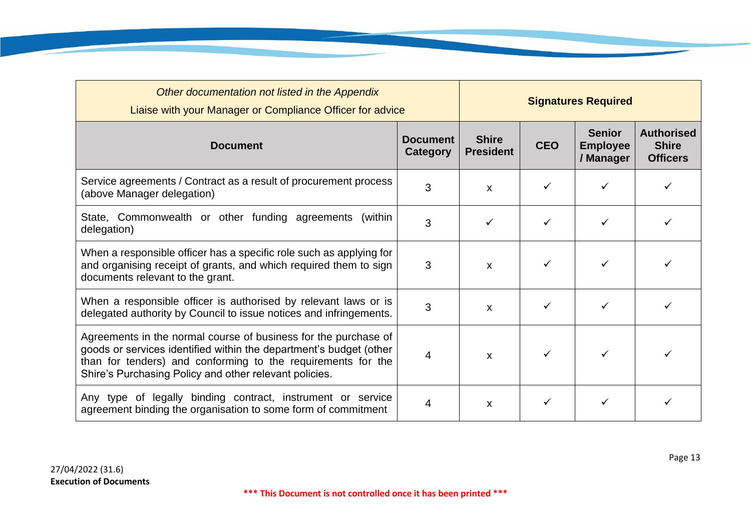| *Other documentation not listed in the Appendix* Liaise with your Manager or Compliance Officer for advice | | **Signatures Required** | | | |
|---|---|---|---|---|---|
| **Document** | **Document Category** | **Shire President** | **CEO** | **Senior Employee / Manager** | **Authorised Shire Officers** |
| Service agreements / Contract as a result of procurement process (above Manager delegation) | 3 | x | ✓ | ✓ | ✓ |
| State, Commonwealth or other funding agreements (within delegation) | 3 | ✓ | ✓ | ✓ | ✓ |
| When a responsible officer has a specific role such as applying for and organising receipt of grants, and which required them to sign documents relevant to the grant. | 3 | x | ✓ | ✓ | ✓ |
| When a responsible officer is authorised by relevant laws or is delegated authority by Council to issue notices and infringements. | 3 | x | ✓ | ✓ | ✓ |
| Agreements in the normal course of business for the purchase of goods or services identified within the department's budget (other than for tenders) and conforming to the requirements for the Shire's Purchasing Policy and other relevant policies. | 4 | x | ✓ | ✓ | ✓ |
| Any type of legally binding contract, instrument or service agreement binding the organisation to some form of commitment | 4 | x | ✓ | ✓ | ✓ |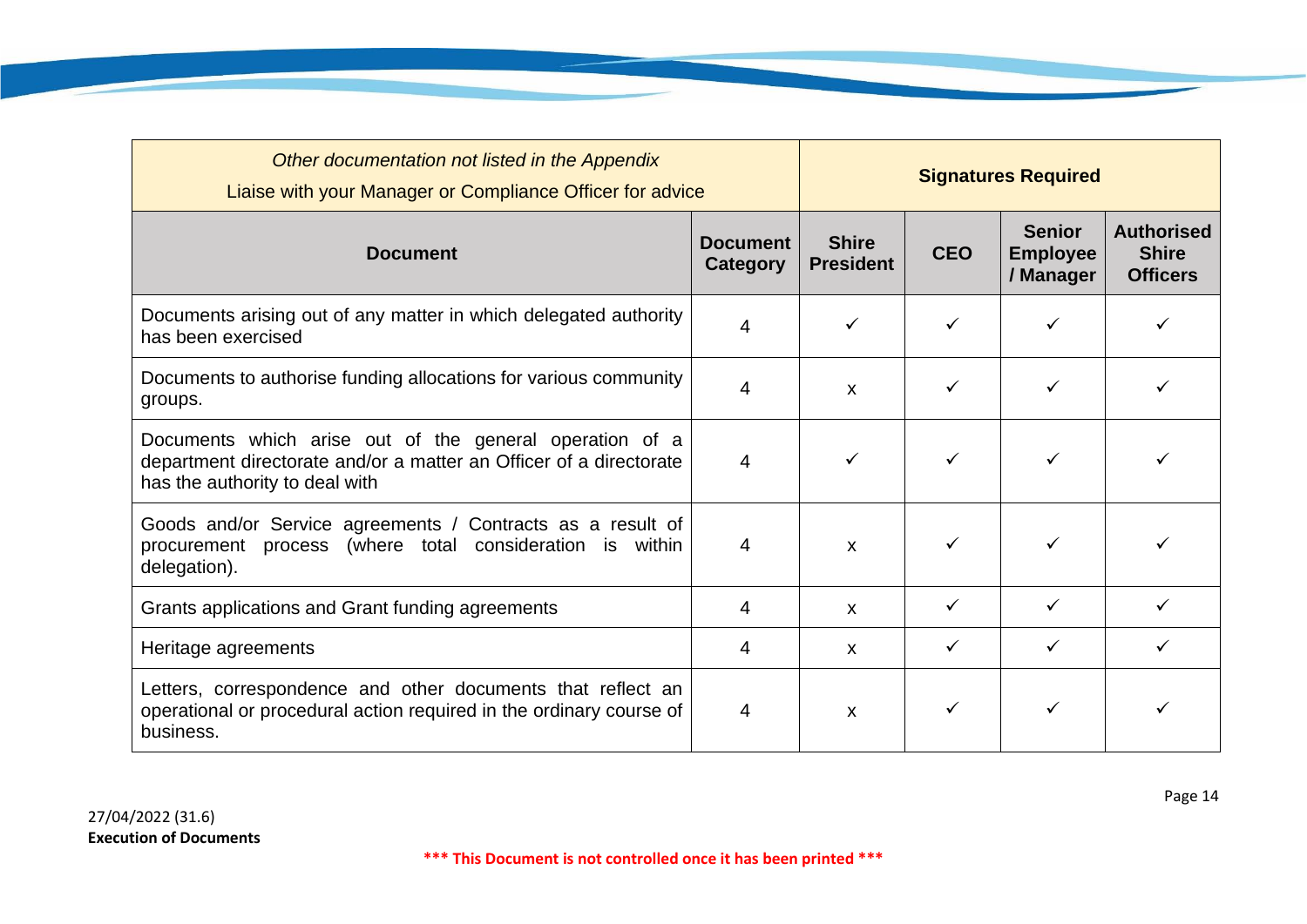| *Other documentation not listed in the Appendix* Liaise with your Manager or Compliance Officer for advice | | **Signatures Required** | | | |
|---|---|---|---|---|---|
| **Document** | **Document Category** | **Shire President** | **CEO** | **Senior Employee / Manager** | **Authorised Shire Officers** |
| Documents arising out of any matter in which delegated authority has been exercised | 4 | ✓ | ✓ | ✓ | ✓ |
| Documents to authorise funding allocations for various community groups. | 4 | x | ✓ | ✓ | ✓ |
| Documents which arise out of the general operation of a department directorate and/or a matter an Officer of a directorate has the authority to deal with | 4 | ✓ | ✓ | ✓ | ✓ |
| Goods and/or Service agreements / Contracts as a result of procurement process (where total consideration is within delegation). | 4 | x | ✓ | ✓ | ✓ |
| Grants applications and Grant funding agreements | 4 | x | ✓ | ✓ | ✓ |
| Heritage agreements | 4 | x | ✓ | ✓ | ✓ |
| Letters, correspondence and other documents that reflect an operational or procedural action required in the ordinary course of business. | 4 | x | ✓ | ✓ | ✓ |

27/04/2022 (31.6)
**Execution of Documents**

***\*\*\* This Document is not controlled once it has been printed \*\*\****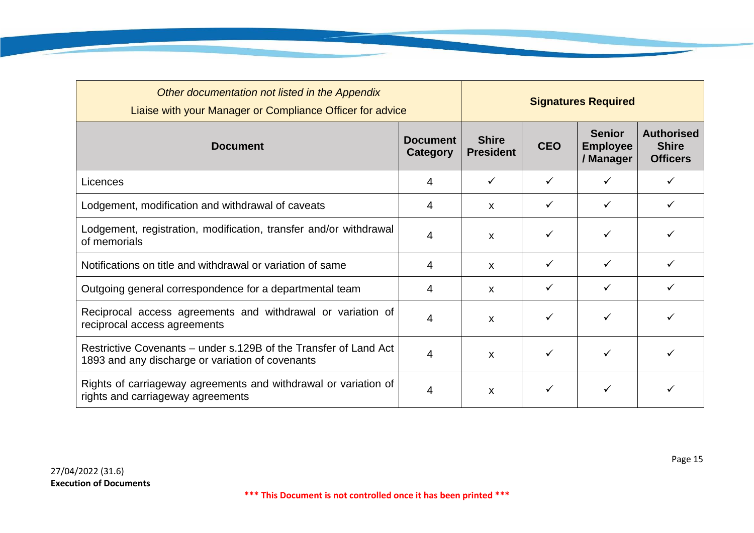| *Other documentation not listed in the Appendix*<br>Liaise with your Manager or Compliance Officer for advice | | **Signatures Required** | | | |
|---|---|---|---|---|---|
| **Document** | **Document Category** | **Shire President** | **CEO** | **Senior Employee / Manager** | **Authorised Shire Officers** |
| Licences | 4 | ✓ | ✓ | ✓ | ✓ |
| Lodgement, modification and withdrawal of caveats | 4 | x | ✓ | ✓ | ✓ |
| Lodgement, registration, modification, transfer and/or withdrawal of memorials | 4 | x | ✓ | ✓ | ✓ |
| Notifications on title and withdrawal or variation of same | 4 | x | ✓ | ✓ | ✓ |
| Outgoing general correspondence for a departmental team | 4 | x | ✓ | ✓ | ✓ |
| Reciprocal access agreements and withdrawal or variation of reciprocal access agreements | 4 | x | ✓ | ✓ | ✓ |
| Restrictive Covenants – under s.129B of the Transfer of Land Act 1893 and any discharge or variation of covenants | 4 | x | ✓ | ✓ | ✓ |
| Rights of carriageway agreements and withdrawal or variation of rights and carriageway agreements | 4 | x | ✓ | ✓ | ✓ |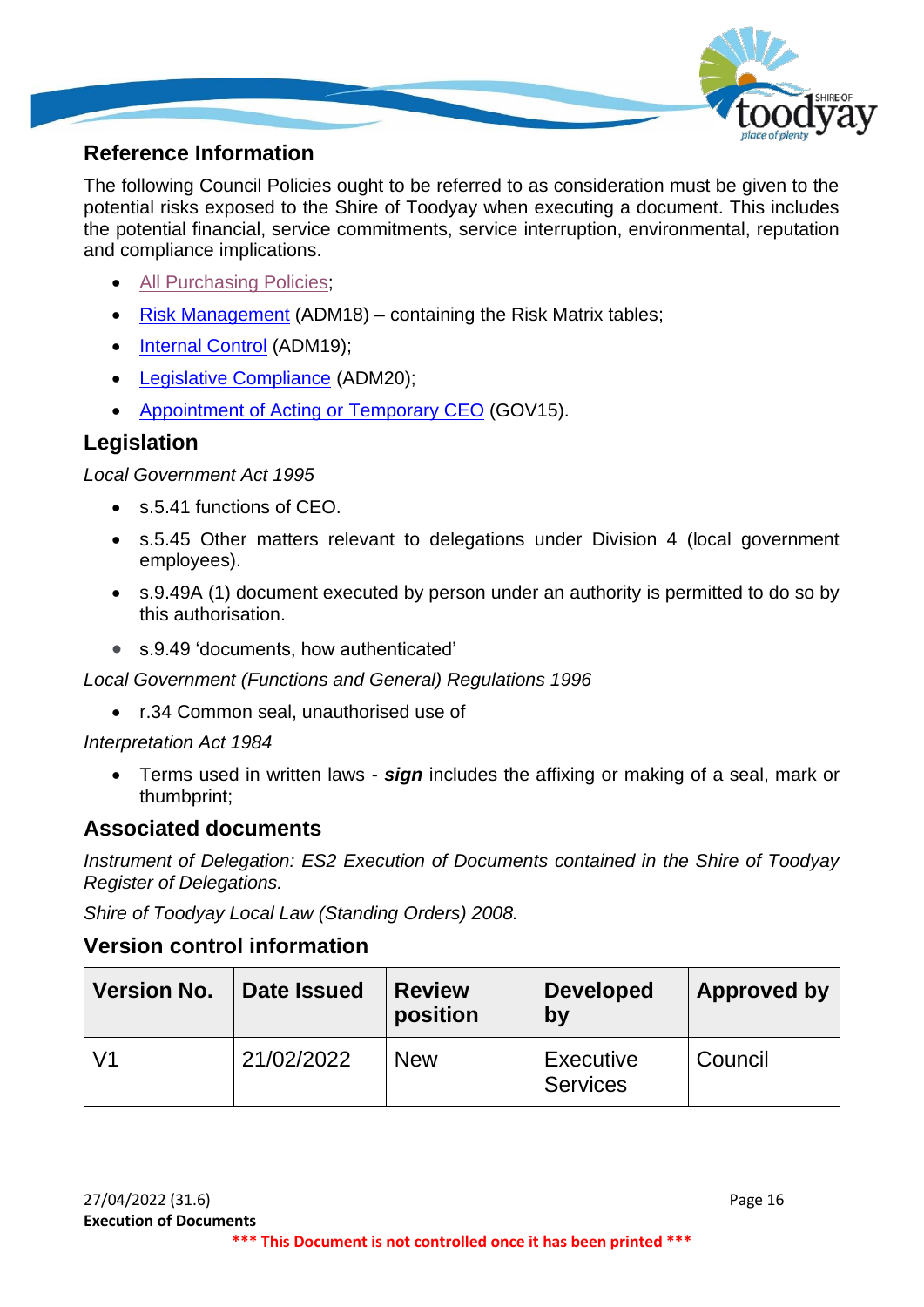## Reference Information

The following Council Policies ought to be referred to as consideration must be given to the potential risks exposed to the Shire of Toodyay when executing a document. This includes the potential financial, service commitments, service interruption, environmental, reputation and compliance implications.

- All Purchasing Policies;
- Risk Management (ADM18) – containing the Risk Matrix tables;
- Internal Control (ADM19);
- Legislative Compliance (ADM20);
- Appointment of Acting or Temporary CEO (GOV15).

## Legislation

*Local Government Act 1995*

- s.5.41 functions of CEO.
- s.5.45 Other matters relevant to delegations under Division 4 (local government employees).
- s.9.49A (1) document executed by person under an authority is permitted to do so by this authorisation.
- s.9.49 'documents, how authenticated'

*Local Government (Functions and General) Regulations 1996*

- r.34 Common seal, unauthorised use of

*Interpretation Act 1984*

- Terms used in written laws - ***sign*** includes the affixing or making of a seal, mark or thumbprint;

## Associated documents

*Instrument of Delegation: ES2 Execution of Documents contained in the Shire of Toodyay Register of Delegations.*

*Shire of Toodyay Local Law (Standing Orders) 2008.*

## Version control information

| Version No. | Date Issued | Review position | Developed by | Approved by |
|---|---|---|---|---|
| V1 | 21/02/2022 | New | Executive Services | Council |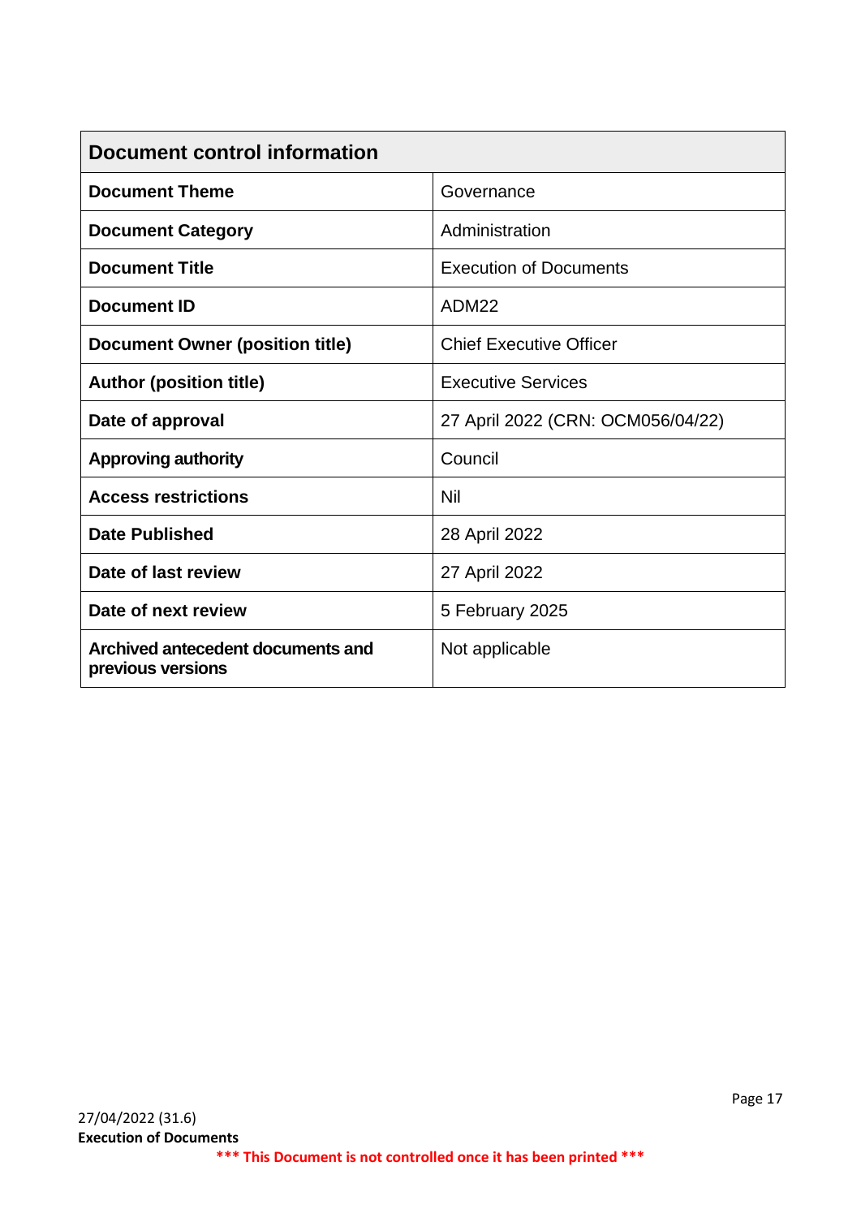| Document control information | |
|---|---|
| **Document Theme** | Governance |
| **Document Category** | Administration |
| **Document Title** | Execution of Documents |
| **Document ID** | ADM22 |
| **Document Owner (position title)** | Chief Executive Officer |
| **Author (position title)** | Executive Services |
| **Date of approval** | 27 April 2022 (CRN: OCM056/04/22) |
| **Approving authority** | Council |
| **Access restrictions** | Nil |
| **Date Published** | 28 April 2022 |
| **Date of last review** | 27 April 2022 |
| **Date of next review** | 5 February 2025 |
| **Archived antecedent documents and previous versions** | Not applicable |